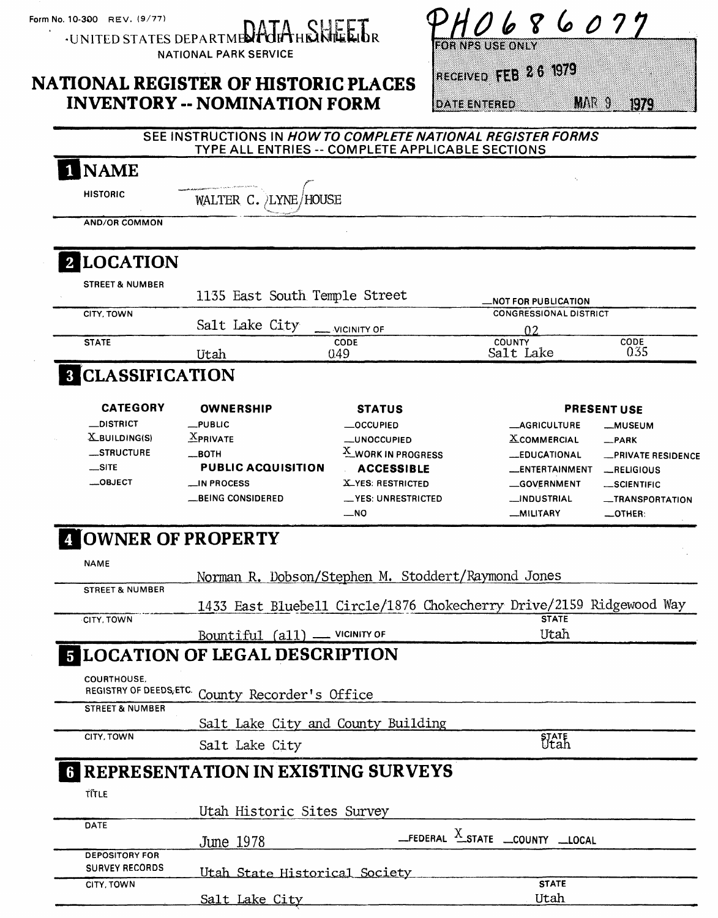Form No. 10-300 REV. (9/77)

DATA SHEET

UNITED STATES DEPARTMENT OF THE INTERIOR
NATIONAL PARK SERVICE

# NATIONAL REGISTER OF HISTORIC PLACES INVENTORY -- NOMINATION FORM

PH0686077

FOR NPS USE ONLY

RECEIVED FEB 26 1979

DATE ENTERED MAR 9 1979

SEE INSTRUCTIONS IN *HOW TO COMPLETE NATIONAL REGISTER FORMS*
TYPE ALL ENTRIES -- COMPLETE APPLICABLE SECTIONS

## 1 NAME

HISTORIC: WALTER C. LYNE HOUSE

AND/OR COMMON:

## 2 LOCATION

STREET & NUMBER: 1135 East South Temple Street

__NOT FOR PUBLICATION

CITY, TOWN: Salt Lake City __ VICINITY OF

CONGRESSIONAL DISTRICT: 02

STATE: Utah CODE: 049 COUNTY: Salt Lake CODE: 035

## 3 CLASSIFICATION

| CATEGORY | OWNERSHIP | STATUS | PRESENT USE | |
|---|---|---|---|---|
| __DISTRICT | __PUBLIC | __OCCUPIED | __AGRICULTURE | __MUSEUM |
| X BUILDING(S) | X PRIVATE | __UNOCCUPIED | X COMMERCIAL | __PARK |
| __STRUCTURE | __BOTH | X WORK IN PROGRESS | __EDUCATIONAL | __PRIVATE RESIDENCE |
| __SITE | **PUBLIC ACQUISITION** | **ACCESSIBLE** | __ENTERTAINMENT | __RELIGIOUS |
| __OBJECT | __IN PROCESS | X YES: RESTRICTED | __GOVERNMENT | __SCIENTIFIC |
| | __BEING CONSIDERED | __YES: UNRESTRICTED | __INDUSTRIAL | __TRANSPORTATION |
| | | __NO | __MILITARY | __OTHER: |

## 4 OWNER OF PROPERTY

NAME: Norman R. Dobson/Stephen M. Stoddert/Raymond Jones

STREET & NUMBER: 1433 East Bluebell Circle/1876 Chokecherry Drive/2159 Ridgewood Way

CITY, TOWN: Bountiful (all) __ VICINITY OF STATE: Utah

## 5 LOCATION OF LEGAL DESCRIPTION

COURTHOUSE, REGISTRY OF DEEDS, ETC.: County Recorder's Office

STREET & NUMBER: Salt Lake City and County Building

CITY, TOWN: Salt Lake City STATE: Utah

## 6 REPRESENTATION IN EXISTING SURVEYS

TITLE: Utah Historic Sites Survey

DATE: June 1978 __FEDERAL X STATE __COUNTY __LOCAL

DEPOSITORY FOR SURVEY RECORDS: Utah State Historical Society

CITY, TOWN: Salt Lake City STATE: Utah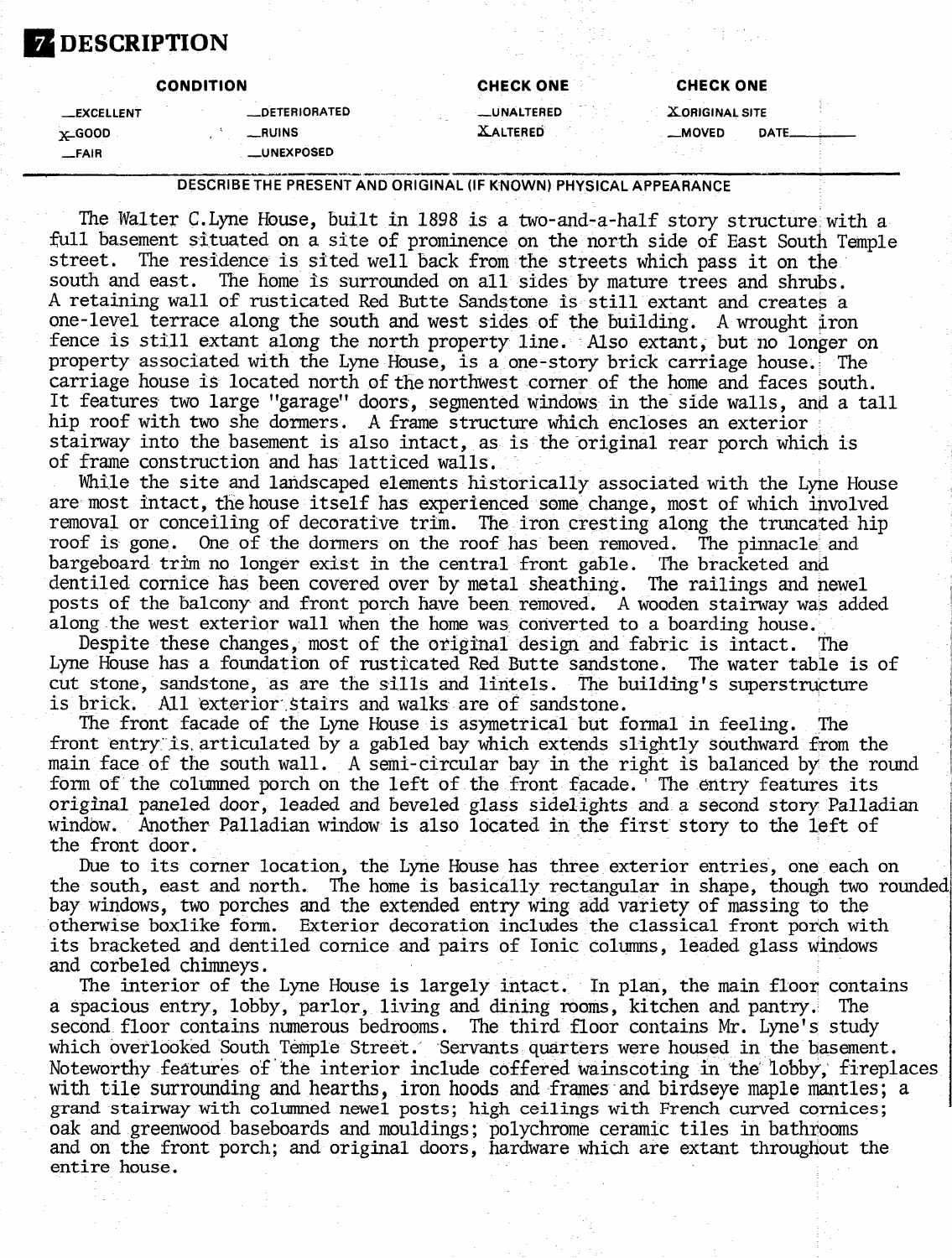# 7 DESCRIPTION

| CONDITION | | CHECK ONE | CHECK ONE |
|---|---|---|---|
| __EXCELLENT | __DETERIORATED | __UNALTERED | X ORIGINAL SITE |
| X GOOD | __RUINS | X ALTERED | __MOVED DATE______ |
| __FAIR | __UNEXPOSED | | |

DESCRIBE THE PRESENT AND ORIGINAL (IF KNOWN) PHYSICAL APPEARANCE

The Walter C.Lyne House, built in 1898 is a two-and-a-half story structure with a full basement situated on a site of prominence on the north side of East South Temple street. The residence is sited well back from the streets which pass it on the south and east. The home is surrounded on all sides by mature trees and shrubs. A retaining wall of rusticated Red Butte Sandstone is still extant and creates a one-level terrace along the south and west sides of the building. A wrought iron fence is still extant along the north property line. Also extant, but no longer on property associated with the Lyne House, is a one-story brick carriage house. The carriage house is located north of the northwest corner of the home and faces south. It features two large "garage" doors, segmented windows in the side walls, and a tall hip roof with two she dormers. A frame structure which encloses an exterior stairway into the basement is also intact, as is the original rear porch which is of frame construction and has latticed walls.

While the site and landscaped elements historically associated with the Lyne House are most intact, the house itself has experienced some change, most of which involved removal or conceiling of decorative trim. The iron cresting along the truncated hip roof is gone. One of the dormers on the roof has been removed. The pinnacle and bargeboard trim no longer exist in the central front gable. The bracketed and dentiled cornice has been covered over by metal sheathing. The railings and newel posts of the balcony and front porch have been removed. A wooden stairway was added along the west exterior wall when the home was converted to a boarding house.

Despite these changes, most of the original design and fabric is intact. The Lyne House has a foundation of rusticated Red Butte sandstone. The water table is of cut stone, sandstone, as are the sills and lintels. The building's superstructure is brick. All exterior stairs and walks are of sandstone.

The front facade of the Lyne House is asymetrical but formal in feeling. The front entry is articulated by a gabled bay which extends slightly southward from the main face of the south wall. A semi-circular bay in the right is balanced by the round form of the columned porch on the left of the front facade. The entry features its original paneled door, leaded and beveled glass sidelights and a second story Palladian window. Another Palladian window is also located in the first story to the left of the front door.

Due to its corner location, the Lyne House has three exterior entries, one each on the south, east and north. The home is basically rectangular in shape, though two rounded bay windows, two porches and the extended entry wing add variety of massing to the otherwise boxlike form. Exterior decoration includes the classical front porch with its bracketed and dentiled cornice and pairs of Ionic columns, leaded glass windows and corbeled chimneys.

The interior of the Lyne House is largely intact. In plan, the main floor contains a spacious entry, lobby, parlor, living and dining rooms, kitchen and pantry. The second floor contains numerous bedrooms. The third floor contains Mr. Lyne's study which overlooked South Temple Street. Servants quarters were housed in the basement. Noteworthy features of the interior include coffered wainscoting in the lobby, fireplaces with tile surrounding and hearths, iron hoods and frames and birdseye maple mantles; a grand stairway with columned newel posts; high ceilings with French curved cornices; oak and greenwood baseboards and mouldings; polychrome ceramic tiles in bathrooms and on the front porch; and original doors, hardware which are extant throughout the entire house.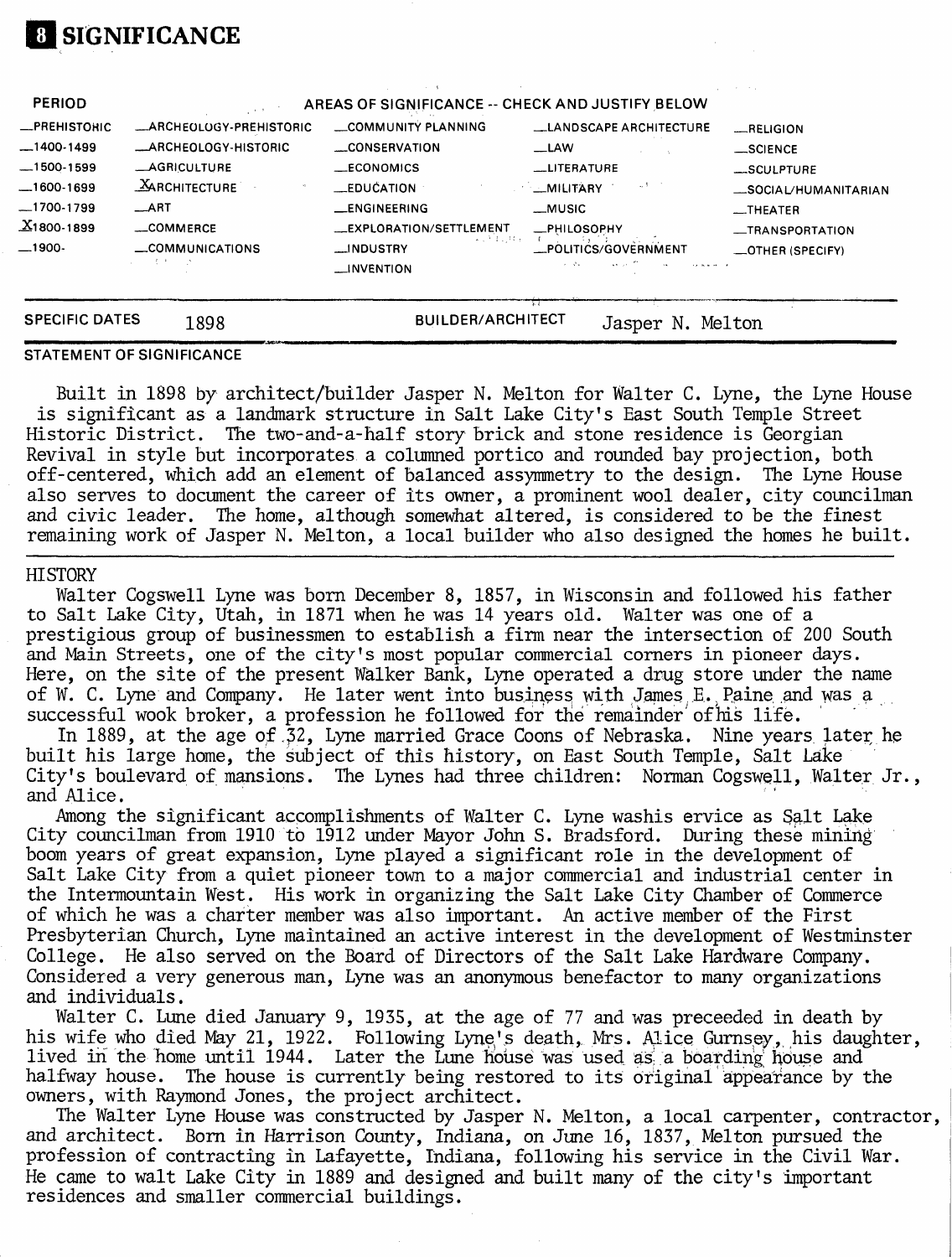# 8 SIGNIFICANCE

| PERIOD | AREAS OF SIGNIFICANCE -- CHECK AND JUSTIFY BELOW | | | |
|---|---|---|---|---|
| _PREHISTORIC | _ARCHEOLOGY-PREHISTORIC | _COMMUNITY PLANNING | _LANDSCAPE ARCHITECTURE | _RELIGION |
| _1400-1499 | _ARCHEOLOGY-HISTORIC | _CONSERVATION | _LAW | _SCIENCE |
| _1500-1599 | _AGRICULTURE | _ECONOMICS | _LITERATURE | _SCULPTURE |
| _1600-1699 | X ARCHITECTURE | _EDUCATION | _MILITARY | _SOCIAL/HUMANITARIAN |
| _1700-1799 | _ART | _ENGINEERING | _MUSIC | _THEATER |
| X 1800-1899 | _COMMERCE | _EXPLORATION/SETTLEMENT | _PHILOSOPHY | _TRANSPORTATION |
| _1900- | _COMMUNICATIONS | _INDUSTRY | _POLITICS/GOVERNMENT | _OTHER (SPECIFY) |
| | | _INVENTION | | |

**SPECIFIC DATES** 1898 **BUILDER/ARCHITECT** Jasper N. Melton

## STATEMENT OF SIGNIFICANCE

Built in 1898 by architect/builder Jasper N. Melton for Walter C. Lyne, the Lyne House is significant as a landmark structure in Salt Lake City's East South Temple Street Historic District. The two-and-a-half story brick and stone residence is Georgian Revival in style but incorporates a columned portico and rounded bay projection, both off-centered, which add an element of balanced assymmetry to the design. The Lyne House also serves to document the career of its owner, a prominent wool dealer, city councilman and civic leader. The home, although somewhat altered, is considered to be the finest remaining work of Jasper N. Melton, a local builder who also designed the homes he built.

## HISTORY

Walter Cogswell Lyne was born December 8, 1857, in Wisconsin and followed his father to Salt Lake City, Utah, in 1871 when he was 14 years old. Walter was one of a prestigious group of businessmen to establish a firm near the intersection of 200 South and Main Streets, one of the city's most popular commercial corners in pioneer days. Here, on the site of the present Walker Bank, Lyne operated a drug store under the name of W. C. Lyne and Company. He later went into business with James E. Paine and was a successful wook broker, a profession he followed for the remainder of his life.

In 1889, at the age of 32, Lyne married Grace Coons of Nebraska. Nine years later he built his large home, the subject of this history, on East South Temple, Salt Lake City's boulevard of mansions. The Lynes had three children: Norman Cogswell, Walter Jr., and Alice.

Among the significant accomplishments of Walter C. Lyne washis ervice as Salt Lake City councilman from 1910 to 1912 under Mayor John S. Bradsford. During these mining boom years of great expansion, Lyne played a significant role in the development of Salt Lake City from a quiet pioneer town to a major commercial and industrial center in the Intermountain West. His work in organizing the Salt Lake City Chamber of Commerce of which he was a charter member was also important. An active member of the First Presbyterian Church, Lyne maintained an active interest in the development of Westminster College. He also served on the Board of Directors of the Salt Lake Hardware Company. Considered a very generous man, Lyne was an anonymous benefactor to many organizations and individuals.

Walter C. Lune died January 9, 1935, at the age of 77 and was preceeded in death by his wife who died May 21, 1922. Following Lyne's death, Mrs. Alice Gurnsey, his daughter, lived in the home until 1944. Later the Lune house was used as a boarding house and halfway house. The house is currently being restored to its original appearance by the owners, with Raymond Jones, the project architect.

The Walter Lyne House was constructed by Jasper N. Melton, a local carpenter, contractor, and architect. Born in Harrison County, Indiana, on June 16, 1837, Melton pursued the profession of contracting in Lafayette, Indiana, following his service in the Civil War. He came to walt Lake City in 1889 and designed and built many of the city's important residences and smaller commercial buildings.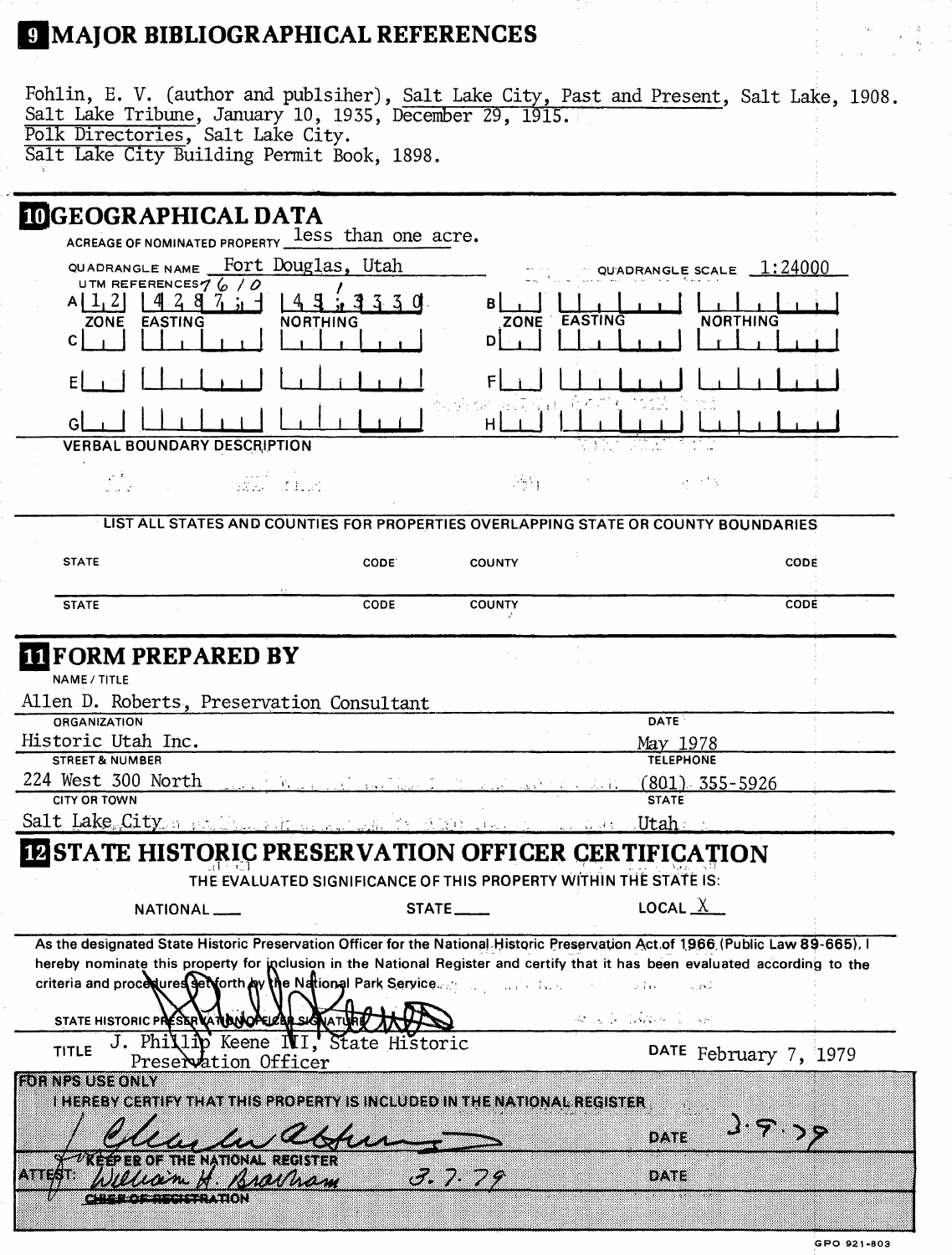# 9 MAJOR BIBLIOGRAPHICAL REFERENCES

Fohlin, E. V. (author and publsiher), Salt Lake City, Past and Present, Salt Lake, 1908.
Salt Lake Tribune, January 10, 1935, December 29, 1915.
Polk Directories, Salt Lake City.
Salt Lake City Building Permit Book, 1898.

# 10 GEOGRAPHICAL DATA

ACREAGE OF NOMINATED PROPERTY less than one acre.

QUADRANGLE NAME Fort Douglas, Utah

QUADRANGLE SCALE 1:24000

UTM REFERENCES 7610

| | ZONE | EASTING | NORTHING | | ZONE | EASTING | NORTHING |
|---|---|---|---|---|---|---|---|
| A | 1 2 | 4 2 8 7 | 4 5 1 3 3 3 0 | B | | | |
| C | | | | D | | | |
| E | | | | F | | | |
| G | | | | H | | | |

VERBAL BOUNDARY DESCRIPTION

LIST ALL STATES AND COUNTIES FOR PROPERTIES OVERLAPPING STATE OR COUNTY BOUNDARIES

| STATE | CODE | COUNTY | CODE |
|---|---|---|---|
| STATE | CODE | COUNTY | CODE |

# 11 FORM PREPARED BY

NAME / TITLE
Allen D. Roberts, Preservation Consultant

ORGANIZATION
Historic Utah Inc.

DATE
May 1978

STREET & NUMBER
224 West 300 North

TELEPHONE
(801) 355-5926

CITY OR TOWN
Salt Lake City

STATE
Utah

# 12 STATE HISTORIC PRESERVATION OFFICER CERTIFICATION

THE EVALUATED SIGNIFICANCE OF THIS PROPERTY WITHIN THE STATE IS:

NATIONAL ___ STATE ___ LOCAL X

As the designated State Historic Preservation Officer for the National Historic Preservation Act of 1966 (Public Law 89-665), I hereby nominate this property for inclusion in the National Register and certify that it has been evaluated according to the criteria and procedures set forth by the National Park Service.

STATE HISTORIC PRESERVATION OFFICER SIGNATURE

TITLE J. Phillip Keene III, State Historic Preservation Officer

DATE February 7, 1979

FOR NPS USE ONLY
I HEREBY CERTIFY THAT THIS PROPERTY IS INCLUDED IN THE NATIONAL REGISTER

DATE 3.9.79

KEEPER OF THE NATIONAL REGISTER

ATTEST: William H. Bratham 3.7.79

DATE

CHIEF OF REGISTRATION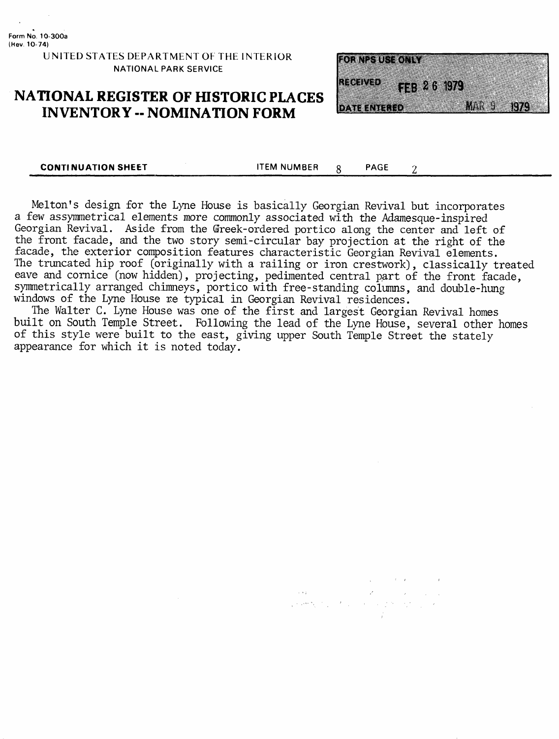Form No. 10-300a
(Rev. 10-74)

UNITED STATES DEPARTMENT OF THE INTERIOR
NATIONAL PARK SERVICE

# NATIONAL REGISTER OF HISTORIC PLACES INVENTORY -- NOMINATION FORM

| FOR NPS USE ONLY | |
|---|---|
| RECEIVED | FEB 26 1979 |
| DATE ENTERED | MAR 9 1979 |

**CONTINUATION SHEET** ITEM NUMBER 8 PAGE 2

Melton's design for the Lyne House is basically Georgian Revival but incorporates a few assymmetrical elements more commonly associated with the Adamesque-inspired Georgian Revival. Aside from the Greek-ordered portico along the center and left of the front facade, and the two story semi-circular bay projection at the right of the facade, the exterior composition features characteristic Georgian Revival elements. The truncated hip roof (originally with a railing or iron crestwork), classically treated eave and cornice (now hidden), projecting, pedimented central part of the front facade, symmetrically arranged chimneys, portico with free-standing columns, and double-hung windows of the Lyne House re typical in Georgian Revival residences.

The Walter C. Lyne House was one of the first and largest Georgian Revival homes built on South Temple Street. Following the lead of the Lyne House, several other homes of this style were built to the east, giving upper South Temple Street the stately appearance for which it is noted today.